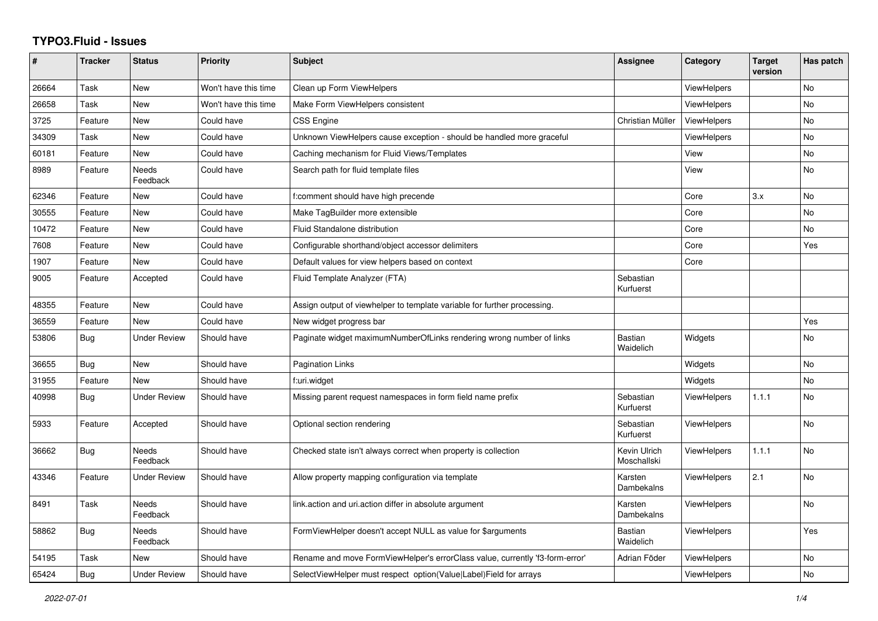# TYPO3.Fluid - Issues

| # | Tracker | Status | Priority | Subject | Assignee | Category | Target version | Has patch |
|---|---|---|---|---|---|---|---|---|
| 26664 | Task | New | Won't have this time | Clean up Form ViewHelpers | | ViewHelpers | | No |
| 26658 | Task | New | Won't have this time | Make Form ViewHelpers consistent | | ViewHelpers | | No |
| 3725 | Feature | New | Could have | CSS Engine | Christian Müller | ViewHelpers | | No |
| 34309 | Task | New | Could have | Unknown ViewHelpers cause exception - should be handled more graceful | | ViewHelpers | | No |
| 60181 | Feature | New | Could have | Caching mechanism for Fluid Views/Templates | | View | | No |
| 8989 | Feature | Needs Feedback | Could have | Search path for fluid template files | | View | | No |
| 62346 | Feature | New | Could have | f:comment should have high precende | | Core | 3.x | No |
| 30555 | Feature | New | Could have | Make TagBuilder more extensible | | Core | | No |
| 10472 | Feature | New | Could have | Fluid Standalone distribution | | Core | | No |
| 7608 | Feature | New | Could have | Configurable shorthand/object accessor delimiters | | Core | | Yes |
| 1907 | Feature | New | Could have | Default values for view helpers based on context | | Core | | |
| 9005 | Feature | Accepted | Could have | Fluid Template Analyzer (FTA) | Sebastian Kurfuerst | | | |
| 48355 | Feature | New | Could have | Assign output of viewhelper to template variable for further processing. | | | | |
| 36559 | Feature | New | Could have | New widget progress bar | | | | Yes |
| 53806 | Bug | Under Review | Should have | Paginate widget maximumNumberOfLinks rendering wrong number of links | Bastian Waidelich | Widgets | | No |
| 36655 | Bug | New | Should have | Pagination Links | | Widgets | | No |
| 31955 | Feature | New | Should have | f:uri.widget | | Widgets | | No |
| 40998 | Bug | Under Review | Should have | Missing parent request namespaces in form field name prefix | Sebastian Kurfuerst | ViewHelpers | 1.1.1 | No |
| 5933 | Feature | Accepted | Should have | Optional section rendering | Sebastian Kurfuerst | ViewHelpers | | No |
| 36662 | Bug | Needs Feedback | Should have | Checked state isn't always correct when property is collection | Kevin Ulrich Moschallski | ViewHelpers | 1.1.1 | No |
| 43346 | Feature | Under Review | Should have | Allow property mapping configuration via template | Karsten Dambekalns | ViewHelpers | 2.1 | No |
| 8491 | Task | Needs Feedback | Should have | link.action and uri.action differ in absolute argument | Karsten Dambekalns | ViewHelpers | | No |
| 58862 | Bug | Needs Feedback | Should have | FormViewHelper doesn't accept NULL as value for $arguments | Bastian Waidelich | ViewHelpers | | Yes |
| 54195 | Task | New | Should have | Rename and move FormViewHelper's errorClass value, currently 'f3-form-error' | Adrian Föder | ViewHelpers | | No |
| 65424 | Bug | Under Review | Should have | SelectViewHelper must respect option(Value\|Label)Field for arrays | | ViewHelpers | | No |

2022-07-01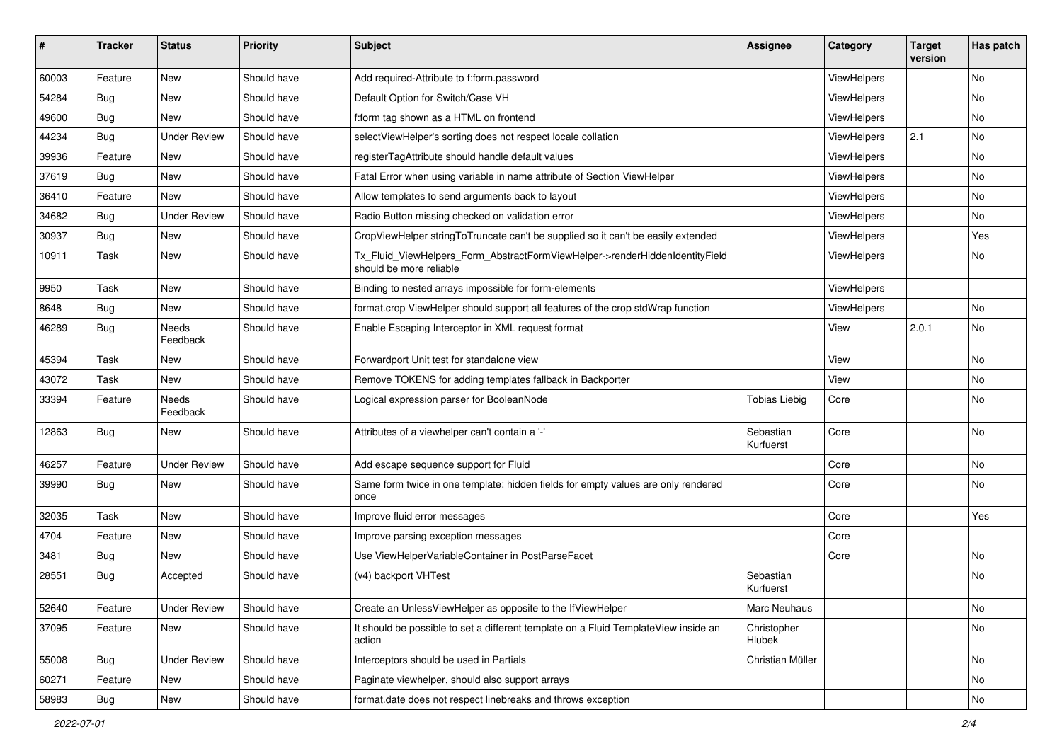| # | Tracker | Status | Priority | Subject | Assignee | Category | Target version | Has patch |
|---|---|---|---|---|---|---|---|---|
| 60003 | Feature | New | Should have | Add required-Attribute to f:form.password | | ViewHelpers | | No |
| 54284 | Bug | New | Should have | Default Option for Switch/Case VH | | ViewHelpers | | No |
| 49600 | Bug | New | Should have | f:form tag shown as a HTML on frontend | | ViewHelpers | | No |
| 44234 | Bug | Under Review | Should have | selectViewHelper's sorting does not respect locale collation | | ViewHelpers | 2.1 | No |
| 39936 | Feature | New | Should have | registerTagAttribute should handle default values | | ViewHelpers | | No |
| 37619 | Bug | New | Should have | Fatal Error when using variable in name attribute of Section ViewHelper | | ViewHelpers | | No |
| 36410 | Feature | New | Should have | Allow templates to send arguments back to layout | | ViewHelpers | | No |
| 34682 | Bug | Under Review | Should have | Radio Button missing checked on validation error | | ViewHelpers | | No |
| 30937 | Bug | New | Should have | CropViewHelper stringToTruncate can't be supplied so it can't be easily extended | | ViewHelpers | | Yes |
| 10911 | Task | New | Should have | Tx_Fluid_ViewHelpers_Form_AbstractFormViewHelper->renderHiddenIdentityField should be more reliable | | ViewHelpers | | No |
| 9950 | Task | New | Should have | Binding to nested arrays impossible for form-elements | | ViewHelpers | | |
| 8648 | Bug | New | Should have | format.crop ViewHelper should support all features of the crop stdWrap function | | ViewHelpers | | No |
| 46289 | Bug | Needs Feedback | Should have | Enable Escaping Interceptor in XML request format | | View | 2.0.1 | No |
| 45394 | Task | New | Should have | Forwardport Unit test for standalone view | | View | | No |
| 43072 | Task | New | Should have | Remove TOKENS for adding templates fallback in Backporter | | View | | No |
| 33394 | Feature | Needs Feedback | Should have | Logical expression parser for BooleanNode | Tobias Liebig | Core | | No |
| 12863 | Bug | New | Should have | Attributes of a viewhelper can't contain a '-' | Sebastian Kurfuerst | Core | | No |
| 46257 | Feature | Under Review | Should have | Add escape sequence support for Fluid | | Core | | No |
| 39990 | Bug | New | Should have | Same form twice in one template: hidden fields for empty values are only rendered once | | Core | | No |
| 32035 | Task | New | Should have | Improve fluid error messages | | Core | | Yes |
| 4704 | Feature | New | Should have | Improve parsing exception messages | | Core | | |
| 3481 | Bug | New | Should have | Use ViewHelperVariableContainer in PostParseFacet | | Core | | No |
| 28551 | Bug | Accepted | Should have | (v4) backport VHTest | Sebastian Kurfuerst | | | No |
| 52640 | Feature | Under Review | Should have | Create an UnlessViewHelper as opposite to the IfViewHelper | Marc Neuhaus | | | No |
| 37095 | Feature | New | Should have | It should be possible to set a different template on a Fluid TemplateView inside an action | Christopher Hlubek | | | No |
| 55008 | Bug | Under Review | Should have | Interceptors should be used in Partials | Christian Müller | | | No |
| 60271 | Feature | New | Should have | Paginate viewhelper, should also support arrays | | | | No |
| 58983 | Bug | New | Should have | format.date does not respect linebreaks and throws exception | | | | No |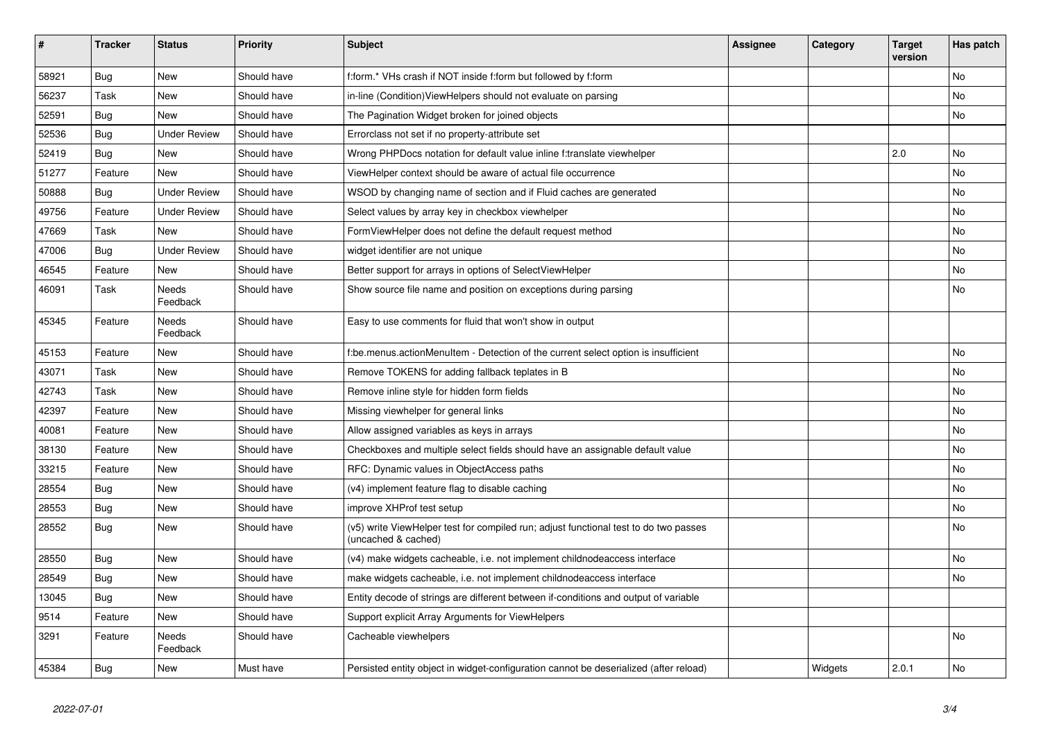| # | Tracker | Status | Priority | Subject | Assignee | Category | Target version | Has patch |
|---|---|---|---|---|---|---|---|---|
| 58921 | Bug | New | Should have | f:form.* VHs crash if NOT inside f:form but followed by f:form | | | | No |
| 56237 | Task | New | Should have | in-line (Condition)ViewHelpers should not evaluate on parsing | | | | No |
| 52591 | Bug | New | Should have | The Pagination Widget broken for joined objects | | | | No |
| 52536 | Bug | Under Review | Should have | Errorclass not set if no property-attribute set | | | | |
| 52419 | Bug | New | Should have | Wrong PHPDocs notation for default value inline f:translate viewhelper | | | 2.0 | No |
| 51277 | Feature | New | Should have | ViewHelper context should be aware of actual file occurrence | | | | No |
| 50888 | Bug | Under Review | Should have | WSOD by changing name of section and if Fluid caches are generated | | | | No |
| 49756 | Feature | Under Review | Should have | Select values by array key in checkbox viewhelper | | | | No |
| 47669 | Task | New | Should have | FormViewHelper does not define the default request method | | | | No |
| 47006 | Bug | Under Review | Should have | widget identifier are not unique | | | | No |
| 46545 | Feature | New | Should have | Better support for arrays in options of SelectViewHelper | | | | No |
| 46091 | Task | Needs Feedback | Should have | Show source file name and position on exceptions during parsing | | | | No |
| 45345 | Feature | Needs Feedback | Should have | Easy to use comments for fluid that won't show in output | | | | |
| 45153 | Feature | New | Should have | f:be.menus.actionMenuItem - Detection of the current select option is insufficient | | | | No |
| 43071 | Task | New | Should have | Remove TOKENS for adding fallback teplates in B | | | | No |
| 42743 | Task | New | Should have | Remove inline style for hidden form fields | | | | No |
| 42397 | Feature | New | Should have | Missing viewhelper for general links | | | | No |
| 40081 | Feature | New | Should have | Allow assigned variables as keys in arrays | | | | No |
| 38130 | Feature | New | Should have | Checkboxes and multiple select fields should have an assignable default value | | | | No |
| 33215 | Feature | New | Should have | RFC: Dynamic values in ObjectAccess paths | | | | No |
| 28554 | Bug | New | Should have | (v4) implement feature flag to disable caching | | | | No |
| 28553 | Bug | New | Should have | improve XHProf test setup | | | | No |
| 28552 | Bug | New | Should have | (v5) write ViewHelper test for compiled run; adjust functional test to do two passes (uncached & cached) | | | | No |
| 28550 | Bug | New | Should have | (v4) make widgets cacheable, i.e. not implement childnodeaccess interface | | | | No |
| 28549 | Bug | New | Should have | make widgets cacheable, i.e. not implement childnodeaccess interface | | | | No |
| 13045 | Bug | New | Should have | Entity decode of strings are different between if-conditions and output of variable | | | | |
| 9514 | Feature | New | Should have | Support explicit Array Arguments for ViewHelpers | | | | |
| 3291 | Feature | Needs Feedback | Should have | Cacheable viewhelpers | | | | No |
| 45384 | Bug | New | Must have | Persisted entity object in widget-configuration cannot be deserialized (after reload) | | Widgets | 2.0.1 | No |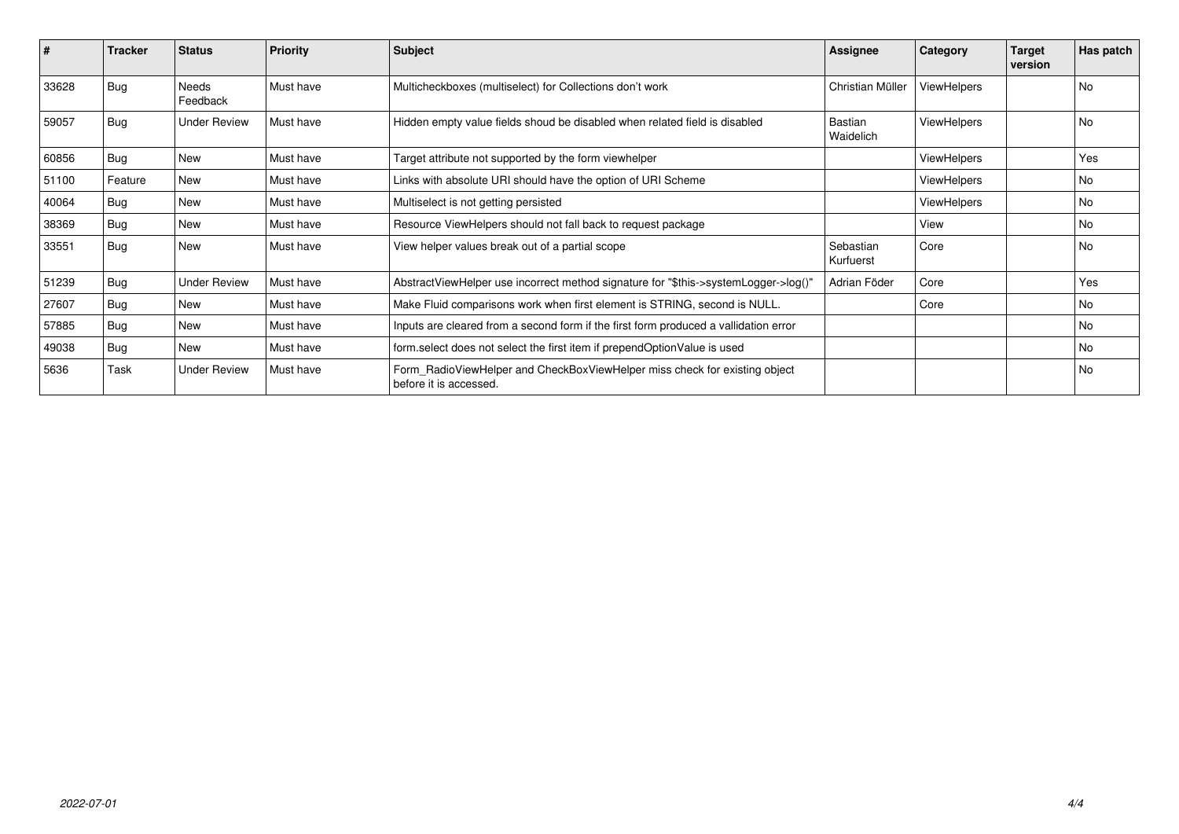| # | Tracker | Status | Priority | Subject | Assignee | Category | Target version | Has patch |
|---|---|---|---|---|---|---|---|---|
| 33628 | Bug | Needs Feedback | Must have | Multicheckboxes (multiselect) for Collections don't work | Christian Müller | ViewHelpers | | No |
| 59057 | Bug | Under Review | Must have | Hidden empty value fields shoud be disabled when related field is disabled | Bastian Waidelich | ViewHelpers | | No |
| 60856 | Bug | New | Must have | Target attribute not supported by the form viewhelper | | ViewHelpers | | Yes |
| 51100 | Feature | New | Must have | Links with absolute URI should have the option of URI Scheme | | ViewHelpers | | No |
| 40064 | Bug | New | Must have | Multiselect is not getting persisted | | ViewHelpers | | No |
| 38369 | Bug | New | Must have | Resource ViewHelpers should not fall back to request package | | View | | No |
| 33551 | Bug | New | Must have | View helper values break out of a partial scope | Sebastian Kurfuerst | Core | | No |
| 51239 | Bug | Under Review | Must have | AbstractViewHelper use incorrect method signature for "$this->systemLogger->log()" | Adrian Föder | Core | | Yes |
| 27607 | Bug | New | Must have | Make Fluid comparisons work when first element is STRING, second is NULL. | | Core | | No |
| 57885 | Bug | New | Must have | Inputs are cleared from a second form if the first form produced a vallidation error | | | | No |
| 49038 | Bug | New | Must have | form.select does not select the first item if prependOptionValue is used | | | | No |
| 5636 | Task | Under Review | Must have | Form_RadioViewHelper and CheckBoxViewHelper miss check for existing object before it is accessed. | | | | No |